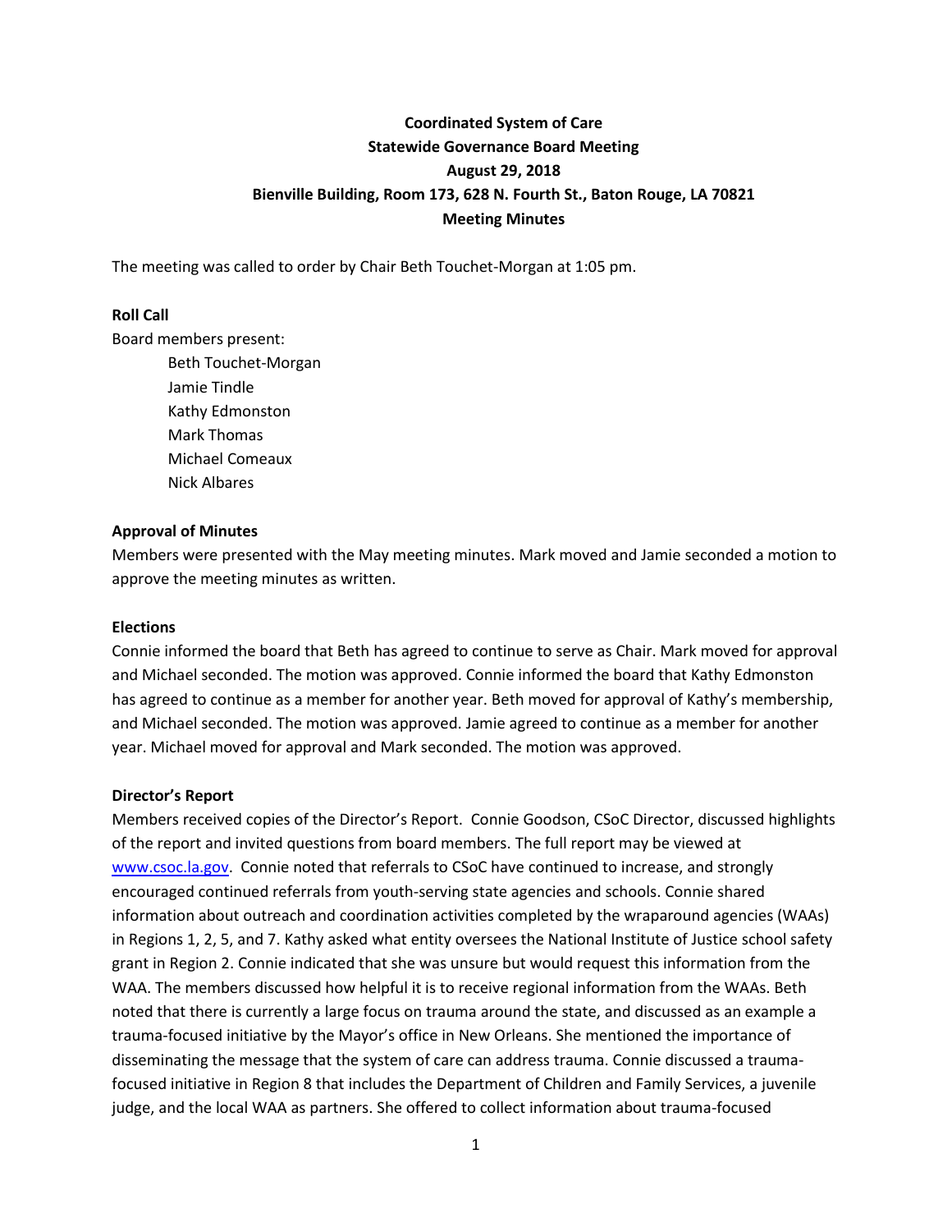**Coordinated System of Care**
**Statewide Governance Board Meeting**
**August 29, 2018**
**Bienville Building, Room 173, 628 N. Fourth St., Baton Rouge, LA 70821**
**Meeting Minutes**

The meeting was called to order by Chair Beth Touchet-Morgan at 1:05 pm.

**Roll Call**

Board members present:

Beth Touchet-Morgan
Jamie Tindle
Kathy Edmonston
Mark Thomas
Michael Comeaux
Nick Albares

**Approval of Minutes**

Members were presented with the May meeting minutes. Mark moved and Jamie seconded a motion to approve the meeting minutes as written.

**Elections**

Connie informed the board that Beth has agreed to continue to serve as Chair. Mark moved for approval and Michael seconded. The motion was approved. Connie informed the board that Kathy Edmonston has agreed to continue as a member for another year. Beth moved for approval of Kathy's membership, and Michael seconded. The motion was approved. Jamie agreed to continue as a member for another year. Michael moved for approval and Mark seconded. The motion was approved.

**Director's Report**

Members received copies of the Director's Report. Connie Goodson, CSoC Director, discussed highlights of the report and invited questions from board members. The full report may be viewed at www.csoc.la.gov. Connie noted that referrals to CSoC have continued to increase, and strongly encouraged continued referrals from youth-serving state agencies and schools. Connie shared information about outreach and coordination activities completed by the wraparound agencies (WAAs) in Regions 1, 2, 5, and 7. Kathy asked what entity oversees the National Institute of Justice school safety grant in Region 2. Connie indicated that she was unsure but would request this information from the WAA. The members discussed how helpful it is to receive regional information from the WAAs. Beth noted that there is currently a large focus on trauma around the state, and discussed as an example a trauma-focused initiative by the Mayor's office in New Orleans. She mentioned the importance of disseminating the message that the system of care can address trauma. Connie discussed a trauma-focused initiative in Region 8 that includes the Department of Children and Family Services, a juvenile judge, and the local WAA as partners. She offered to collect information about trauma-focused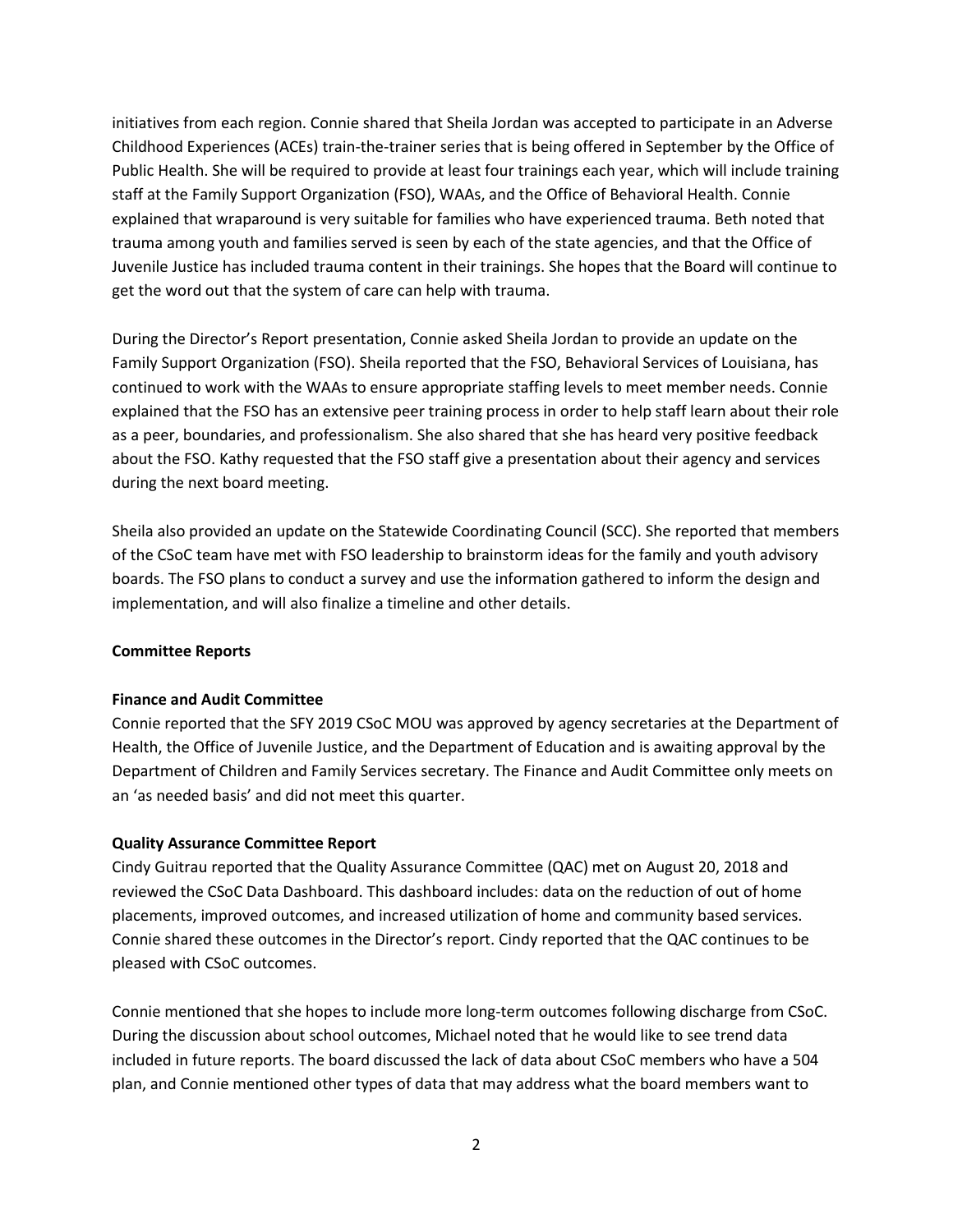initiatives from each region. Connie shared that Sheila Jordan was accepted to participate in an Adverse Childhood Experiences (ACEs) train-the-trainer series that is being offered in September by the Office of Public Health. She will be required to provide at least four trainings each year, which will include training staff at the Family Support Organization (FSO), WAAs, and the Office of Behavioral Health. Connie explained that wraparound is very suitable for families who have experienced trauma. Beth noted that trauma among youth and families served is seen by each of the state agencies, and that the Office of Juvenile Justice has included trauma content in their trainings. She hopes that the Board will continue to get the word out that the system of care can help with trauma.

During the Director's Report presentation, Connie asked Sheila Jordan to provide an update on the Family Support Organization (FSO). Sheila reported that the FSO, Behavioral Services of Louisiana, has continued to work with the WAAs to ensure appropriate staffing levels to meet member needs. Connie explained that the FSO has an extensive peer training process in order to help staff learn about their role as a peer, boundaries, and professionalism. She also shared that she has heard very positive feedback about the FSO. Kathy requested that the FSO staff give a presentation about their agency and services during the next board meeting.

Sheila also provided an update on the Statewide Coordinating Council (SCC). She reported that members of the CSoC team have met with FSO leadership to brainstorm ideas for the family and youth advisory boards. The FSO plans to conduct a survey and use the information gathered to inform the design and implementation, and will also finalize a timeline and other details.

**Committee Reports**

**Finance and Audit Committee**

Connie reported that the SFY 2019 CSoC MOU was approved by agency secretaries at the Department of Health, the Office of Juvenile Justice, and the Department of Education and is awaiting approval by the Department of Children and Family Services secretary. The Finance and Audit Committee only meets on an 'as needed basis' and did not meet this quarter.

**Quality Assurance Committee Report**

Cindy Guitrau reported that the Quality Assurance Committee (QAC) met on August 20, 2018 and reviewed the CSoC Data Dashboard. This dashboard includes: data on the reduction of out of home placements, improved outcomes, and increased utilization of home and community based services. Connie shared these outcomes in the Director's report. Cindy reported that the QAC continues to be pleased with CSoC outcomes.

Connie mentioned that she hopes to include more long-term outcomes following discharge from CSoC. During the discussion about school outcomes, Michael noted that he would like to see trend data included in future reports. The board discussed the lack of data about CSoC members who have a 504 plan, and Connie mentioned other types of data that may address what the board members want to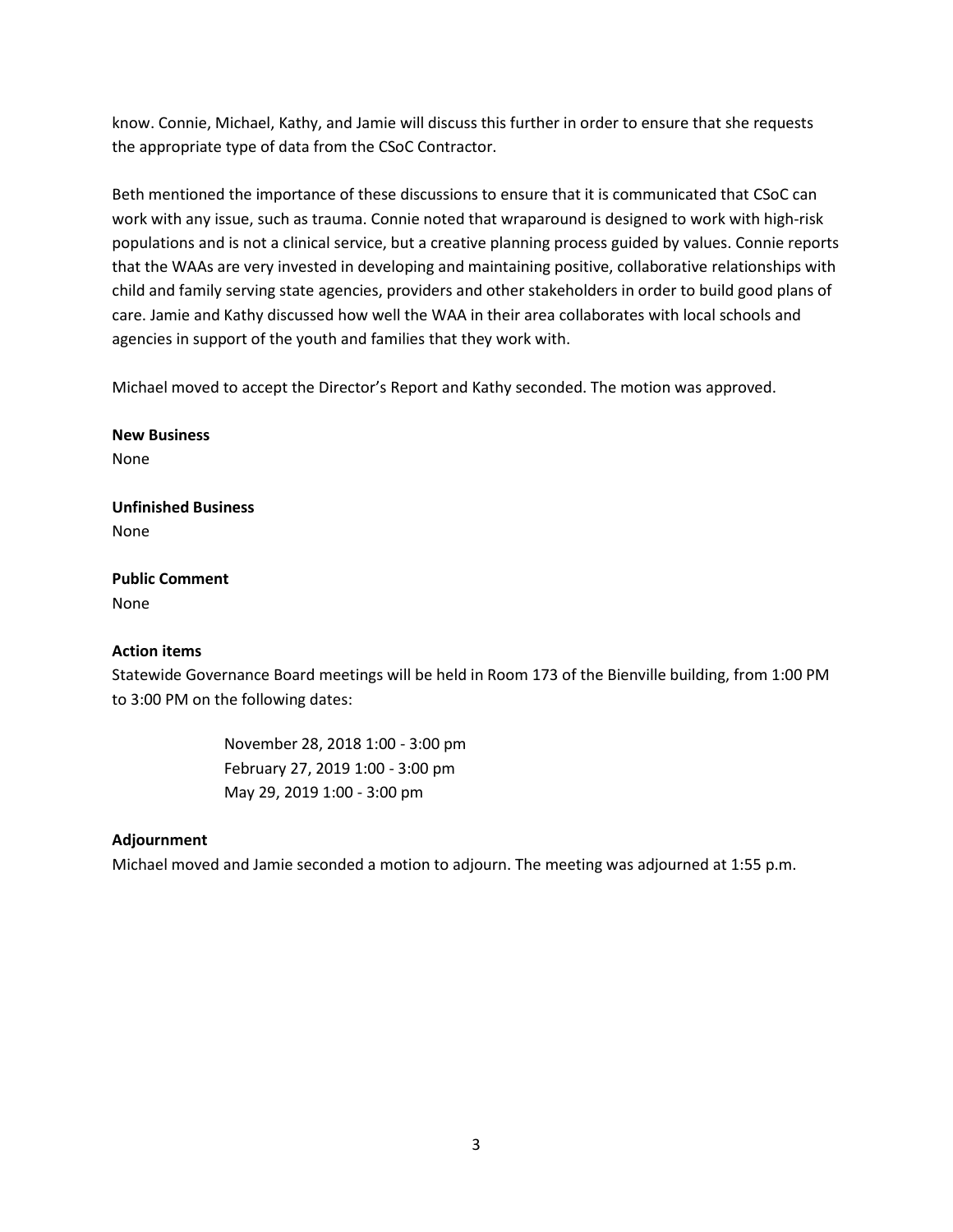know. Connie, Michael, Kathy, and Jamie will discuss this further in order to ensure that she requests the appropriate type of data from the CSoC Contractor.

Beth mentioned the importance of these discussions to ensure that it is communicated that CSoC can work with any issue, such as trauma. Connie noted that wraparound is designed to work with high-risk populations and is not a clinical service, but a creative planning process guided by values. Connie reports that the WAAs are very invested in developing and maintaining positive, collaborative relationships with child and family serving state agencies, providers and other stakeholders in order to build good plans of care. Jamie and Kathy discussed how well the WAA in their area collaborates with local schools and agencies in support of the youth and families that they work with.

Michael moved to accept the Director's Report and Kathy seconded. The motion was approved.

**New Business**
None

**Unfinished Business**
None

**Public Comment**
None

**Action items**
Statewide Governance Board meetings will be held in Room 173 of the Bienville building, from 1:00 PM to 3:00 PM on the following dates:

November 28, 2018 1:00 - 3:00 pm
February 27, 2019 1:00 - 3:00 pm
May 29, 2019 1:00 - 3:00 pm

**Adjournment**
Michael moved and Jamie seconded a motion to adjourn. The meeting was adjourned at 1:55 p.m.